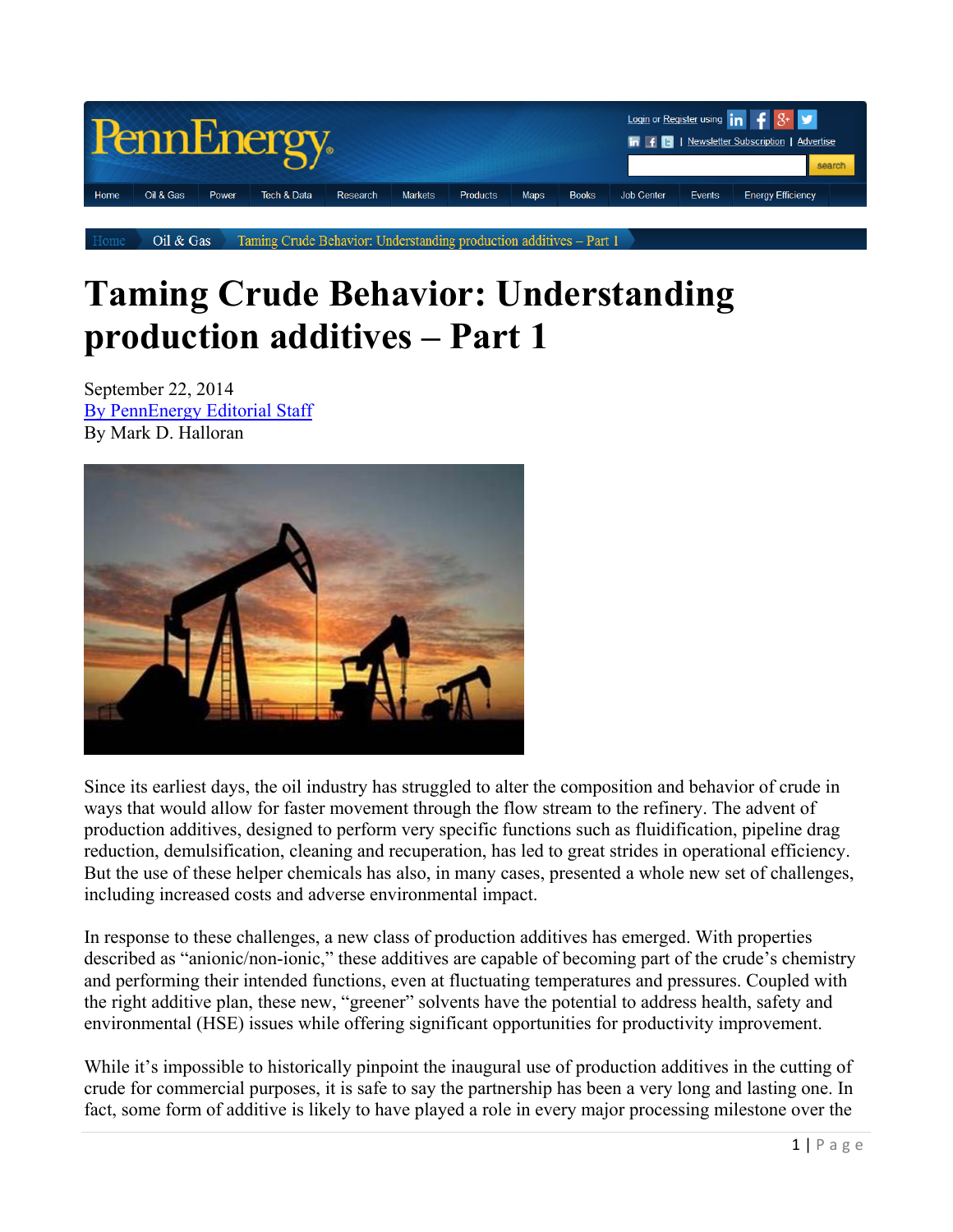# Taming Crude Behavior: Understanding production additives – Part 1

September 22, 2014
By PennEnergy Editorial Staff
By Mark D. Halloran

Since its earliest days, the oil industry has struggled to alter the composition and behavior of crude in ways that would allow for faster movement through the flow stream to the refinery. The advent of production additives, designed to perform very specific functions such as fluidification, pipeline drag reduction, demulsification, cleaning and recuperation, has led to great strides in operational efficiency. But the use of these helper chemicals has also, in many cases, presented a whole new set of challenges, including increased costs and adverse environmental impact.

In response to these challenges, a new class of production additives has emerged. With properties described as "anionic/non-ionic," these additives are capable of becoming part of the crude's chemistry and performing their intended functions, even at fluctuating temperatures and pressures. Coupled with the right additive plan, these new, "greener" solvents have the potential to address health, safety and environmental (HSE) issues while offering significant opportunities for productivity improvement.

While it's impossible to historically pinpoint the inaugural use of production additives in the cutting of crude for commercial purposes, it is safe to say the partnership has been a very long and lasting one. In fact, some form of additive is likely to have played a role in every major processing milestone over the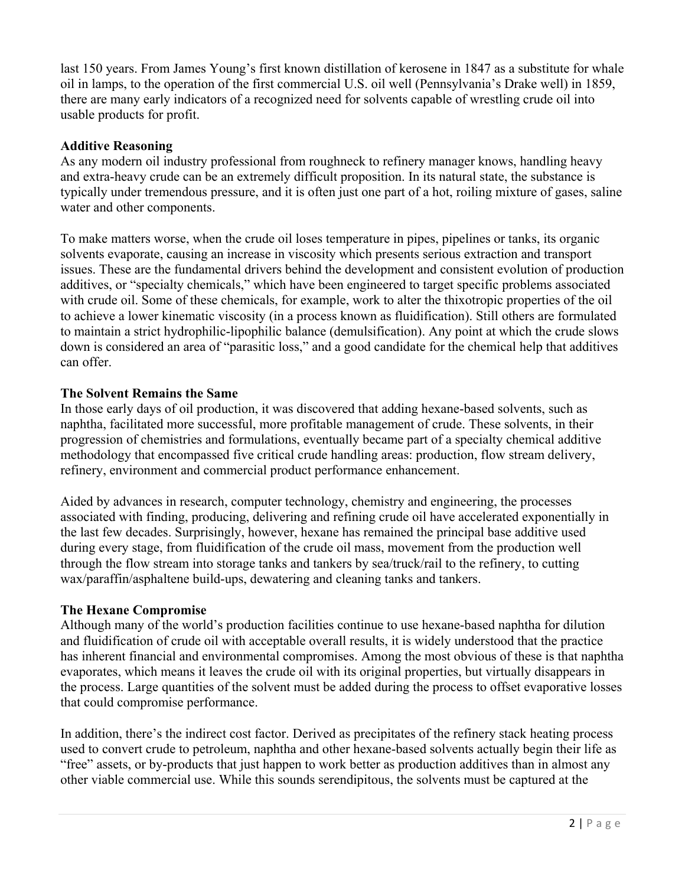last 150 years. From James Young's first known distillation of kerosene in 1847 as a substitute for whale oil in lamps, to the operation of the first commercial U.S. oil well (Pennsylvania's Drake well) in 1859, there are many early indicators of a recognized need for solvents capable of wrestling crude oil into usable products for profit.

**Additive Reasoning**

As any modern oil industry professional from roughneck to refinery manager knows, handling heavy and extra-heavy crude can be an extremely difficult proposition. In its natural state, the substance is typically under tremendous pressure, and it is often just one part of a hot, roiling mixture of gases, saline water and other components.

To make matters worse, when the crude oil loses temperature in pipes, pipelines or tanks, its organic solvents evaporate, causing an increase in viscosity which presents serious extraction and transport issues. These are the fundamental drivers behind the development and consistent evolution of production additives, or "specialty chemicals," which have been engineered to target specific problems associated with crude oil. Some of these chemicals, for example, work to alter the thixotropic properties of the oil to achieve a lower kinematic viscosity (in a process known as fluidification). Still others are formulated to maintain a strict hydrophilic-lipophilic balance (demulsification). Any point at which the crude slows down is considered an area of "parasitic loss," and a good candidate for the chemical help that additives can offer.

**The Solvent Remains the Same**

In those early days of oil production, it was discovered that adding hexane-based solvents, such as naphtha, facilitated more successful, more profitable management of crude. These solvents, in their progression of chemistries and formulations, eventually became part of a specialty chemical additive methodology that encompassed five critical crude handling areas: production, flow stream delivery, refinery, environment and commercial product performance enhancement.

Aided by advances in research, computer technology, chemistry and engineering, the processes associated with finding, producing, delivering and refining crude oil have accelerated exponentially in the last few decades. Surprisingly, however, hexane has remained the principal base additive used during every stage, from fluidification of the crude oil mass, movement from the production well through the flow stream into storage tanks and tankers by sea/truck/rail to the refinery, to cutting wax/paraffin/asphaltene build-ups, dewatering and cleaning tanks and tankers.

**The Hexane Compromise**

Although many of the world's production facilities continue to use hexane-based naphtha for dilution and fluidification of crude oil with acceptable overall results, it is widely understood that the practice has inherent financial and environmental compromises. Among the most obvious of these is that naphtha evaporates, which means it leaves the crude oil with its original properties, but virtually disappears in the process. Large quantities of the solvent must be added during the process to offset evaporative losses that could compromise performance.

In addition, there's the indirect cost factor. Derived as precipitates of the refinery stack heating process used to convert crude to petroleum, naphtha and other hexane-based solvents actually begin their life as "free" assets, or by-products that just happen to work better as production additives than in almost any other viable commercial use. While this sounds serendipitous, the solvents must be captured at the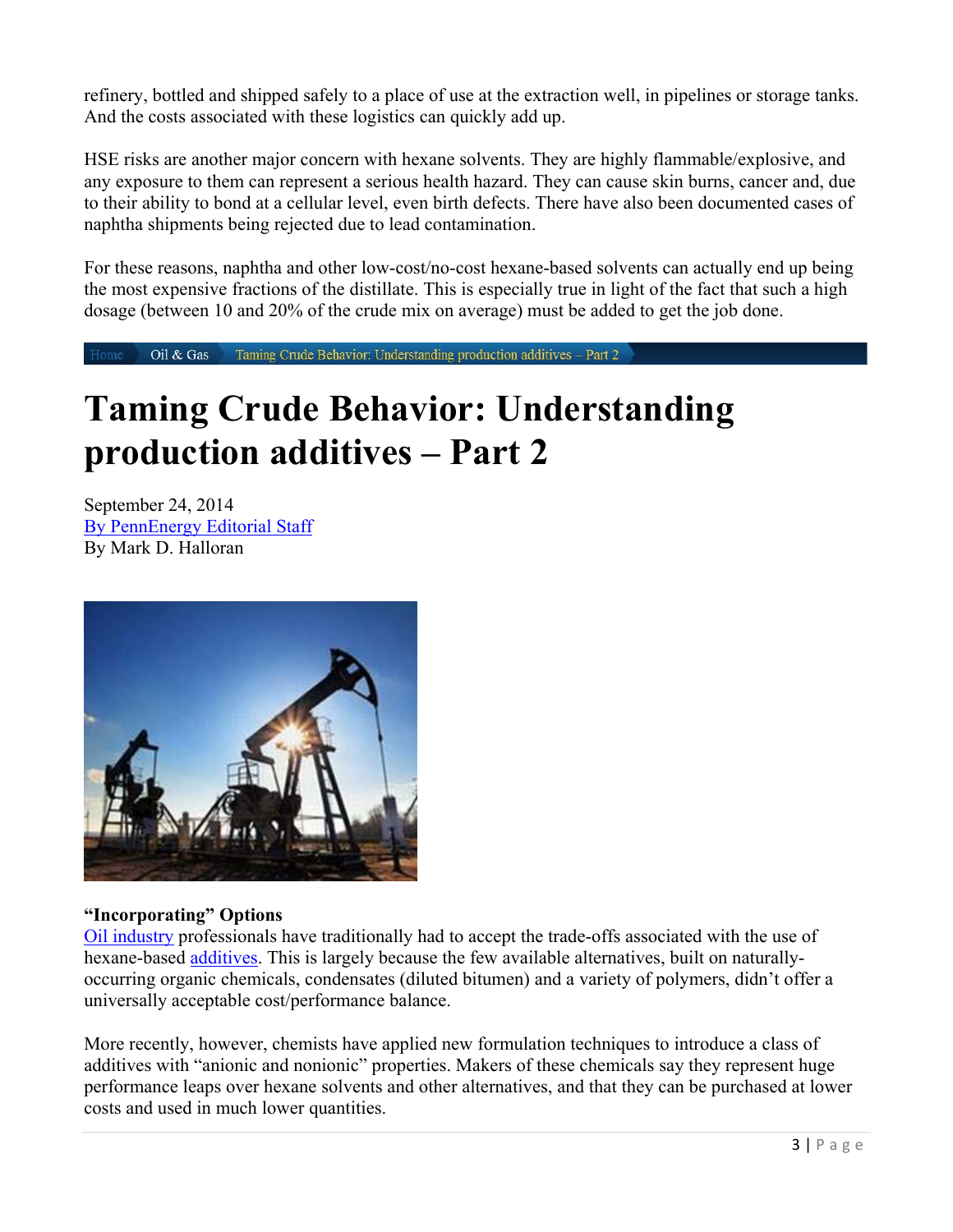refinery, bottled and shipped safely to a place of use at the extraction well, in pipelines or storage tanks. And the costs associated with these logistics can quickly add up.

HSE risks are another major concern with hexane solvents. They are highly flammable/explosive, and any exposure to them can represent a serious health hazard. They can cause skin burns, cancer and, due to their ability to bond at a cellular level, even birth defects. There have also been documented cases of naphtha shipments being rejected due to lead contamination.

For these reasons, naphtha and other low-cost/no-cost hexane-based solvents can actually end up being the most expensive fractions of the distillate. This is especially true in light of the fact that such a high dosage (between 10 and 20% of the crude mix on average) must be added to get the job done.

Home › Oil & Gas › Taming Crude Behavior: Understanding production additives – Part 2

# Taming Crude Behavior: Understanding production additives – Part 2

September 24, 2014
By PennEnergy Editorial Staff
By Mark D. Halloran

**"Incorporating" Options**

Oil industry professionals have traditionally had to accept the trade-offs associated with the use of hexane-based additives. This is largely because the few available alternatives, built on naturally-occurring organic chemicals, condensates (diluted bitumen) and a variety of polymers, didn't offer a universally acceptable cost/performance balance.

More recently, however, chemists have applied new formulation techniques to introduce a class of additives with "anionic and nonionic" properties. Makers of these chemicals say they represent huge performance leaps over hexane solvents and other alternatives, and that they can be purchased at lower costs and used in much lower quantities.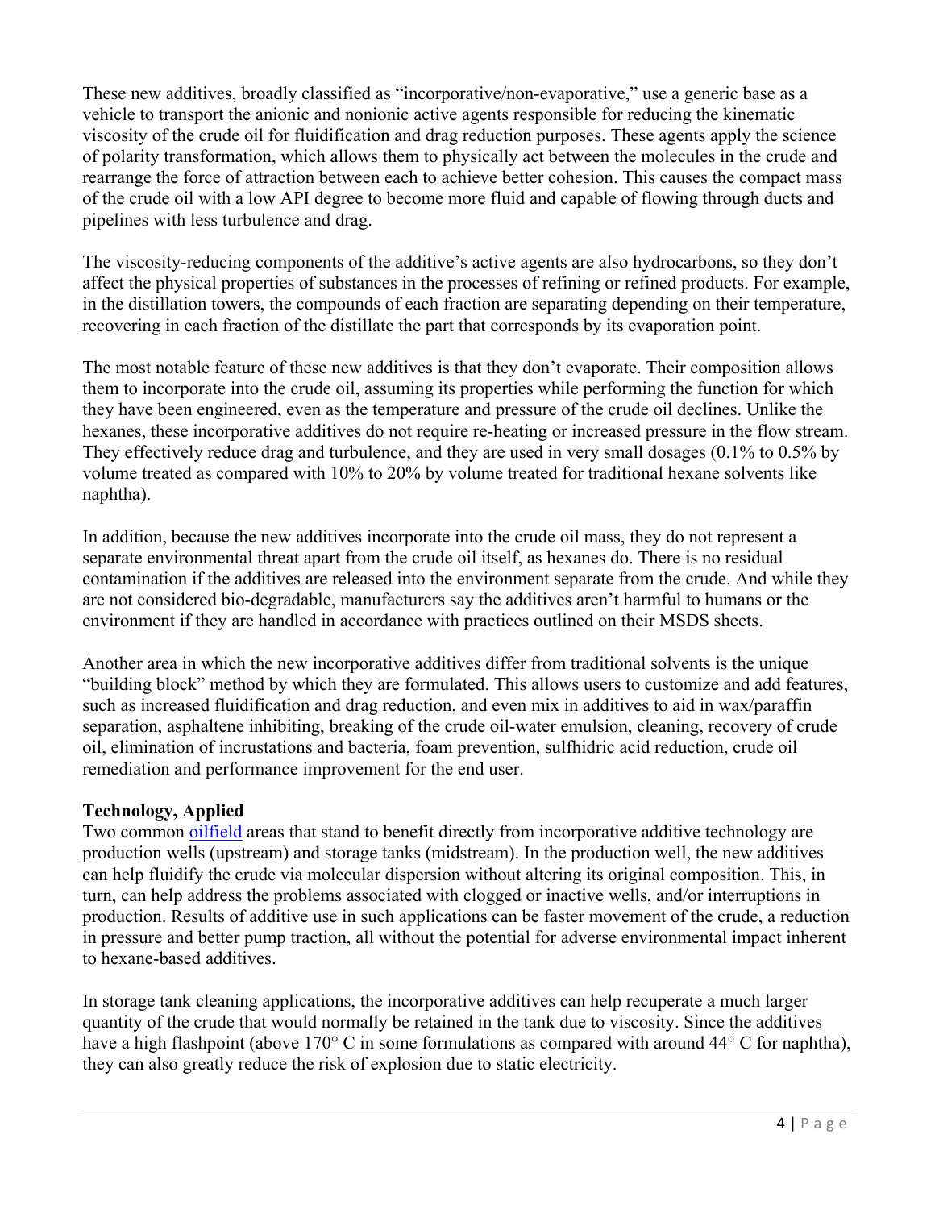These new additives, broadly classified as "incorporative/non-evaporative," use a generic base as a vehicle to transport the anionic and nonionic active agents responsible for reducing the kinematic viscosity of the crude oil for fluidification and drag reduction purposes. These agents apply the science of polarity transformation, which allows them to physically act between the molecules in the crude and rearrange the force of attraction between each to achieve better cohesion. This causes the compact mass of the crude oil with a low API degree to become more fluid and capable of flowing through ducts and pipelines with less turbulence and drag.

The viscosity-reducing components of the additive's active agents are also hydrocarbons, so they don't affect the physical properties of substances in the processes of refining or refined products. For example, in the distillation towers, the compounds of each fraction are separating depending on their temperature, recovering in each fraction of the distillate the part that corresponds by its evaporation point.

The most notable feature of these new additives is that they don't evaporate. Their composition allows them to incorporate into the crude oil, assuming its properties while performing the function for which they have been engineered, even as the temperature and pressure of the crude oil declines. Unlike the hexanes, these incorporative additives do not require re-heating or increased pressure in the flow stream. They effectively reduce drag and turbulence, and they are used in very small dosages (0.1% to 0.5% by volume treated as compared with 10% to 20% by volume treated for traditional hexane solvents like naphtha).

In addition, because the new additives incorporate into the crude oil mass, they do not represent a separate environmental threat apart from the crude oil itself, as hexanes do. There is no residual contamination if the additives are released into the environment separate from the crude. And while they are not considered bio-degradable, manufacturers say the additives aren't harmful to humans or the environment if they are handled in accordance with practices outlined on their MSDS sheets.

Another area in which the new incorporative additives differ from traditional solvents is the unique "building block" method by which they are formulated. This allows users to customize and add features, such as increased fluidification and drag reduction, and even mix in additives to aid in wax/paraffin separation, asphaltene inhibiting, breaking of the crude oil-water emulsion, cleaning, recovery of crude oil, elimination of incrustations and bacteria, foam prevention, sulfhidric acid reduction, crude oil remediation and performance improvement for the end user.

**Technology, Applied**

Two common oilfield areas that stand to benefit directly from incorporative additive technology are production wells (upstream) and storage tanks (midstream). In the production well, the new additives can help fluidify the crude via molecular dispersion without altering its original composition. This, in turn, can help address the problems associated with clogged or inactive wells, and/or interruptions in production. Results of additive use in such applications can be faster movement of the crude, a reduction in pressure and better pump traction, all without the potential for adverse environmental impact inherent to hexane-based additives.

In storage tank cleaning applications, the incorporative additives can help recuperate a much larger quantity of the crude that would normally be retained in the tank due to viscosity. Since the additives have a high flashpoint (above 170° C in some formulations as compared with around 44° C for naphtha), they can also greatly reduce the risk of explosion due to static electricity.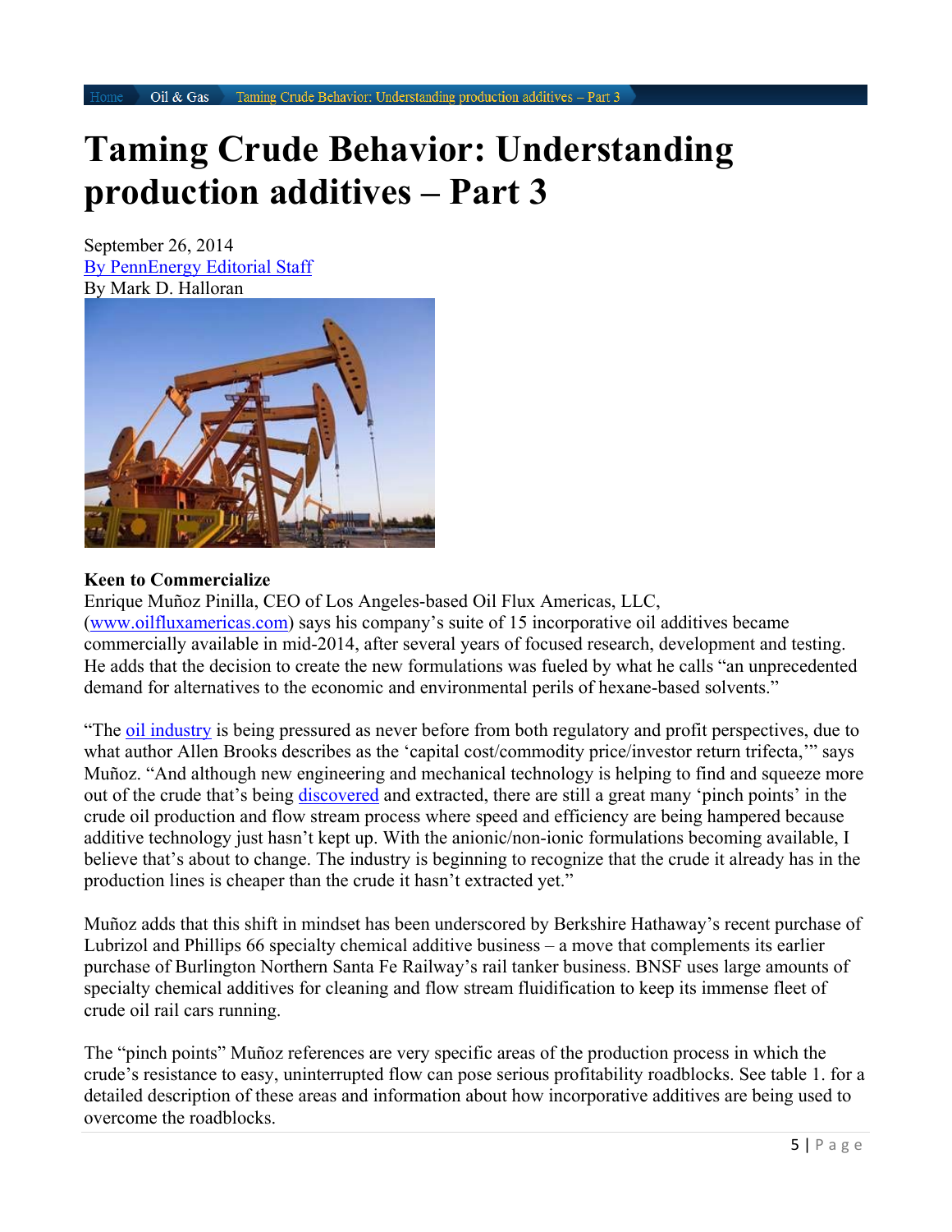Home › Oil & Gas › Taming Crude Behavior: Understanding production additives – Part 3

# Taming Crude Behavior: Understanding production additives – Part 3

September 26, 2014
By PennEnergy Editorial Staff
By Mark D. Halloran

**Keen to Commercialize**

Enrique Muñoz Pinilla, CEO of Los Angeles-based Oil Flux Americas, LLC, (www.oilfluxamericas.com) says his company's suite of 15 incorporative oil additives became commercially available in mid-2014, after several years of focused research, development and testing. He adds that the decision to create the new formulations was fueled by what he calls "an unprecedented demand for alternatives to the economic and environmental perils of hexane-based solvents."

"The oil industry is being pressured as never before from both regulatory and profit perspectives, due to what author Allen Brooks describes as the 'capital cost/commodity price/investor return trifecta,'" says Muñoz. "And although new engineering and mechanical technology is helping to find and squeeze more out of the crude that's being discovered and extracted, there are still a great many 'pinch points' in the crude oil production and flow stream process where speed and efficiency are being hampered because additive technology just hasn't kept up. With the anionic/non-ionic formulations becoming available, I believe that's about to change. The industry is beginning to recognize that the crude it already has in the production lines is cheaper than the crude it hasn't extracted yet."

Muñoz adds that this shift in mindset has been underscored by Berkshire Hathaway's recent purchase of Lubrizol and Phillips 66 specialty chemical additive business – a move that complements its earlier purchase of Burlington Northern Santa Fe Railway's rail tanker business. BNSF uses large amounts of specialty chemical additives for cleaning and flow stream fluidification to keep its immense fleet of crude oil rail cars running.

The "pinch points" Muñoz references are very specific areas of the production process in which the crude's resistance to easy, uninterrupted flow can pose serious profitability roadblocks. See table 1. for a detailed description of these areas and information about how incorporative additives are being used to overcome the roadblocks.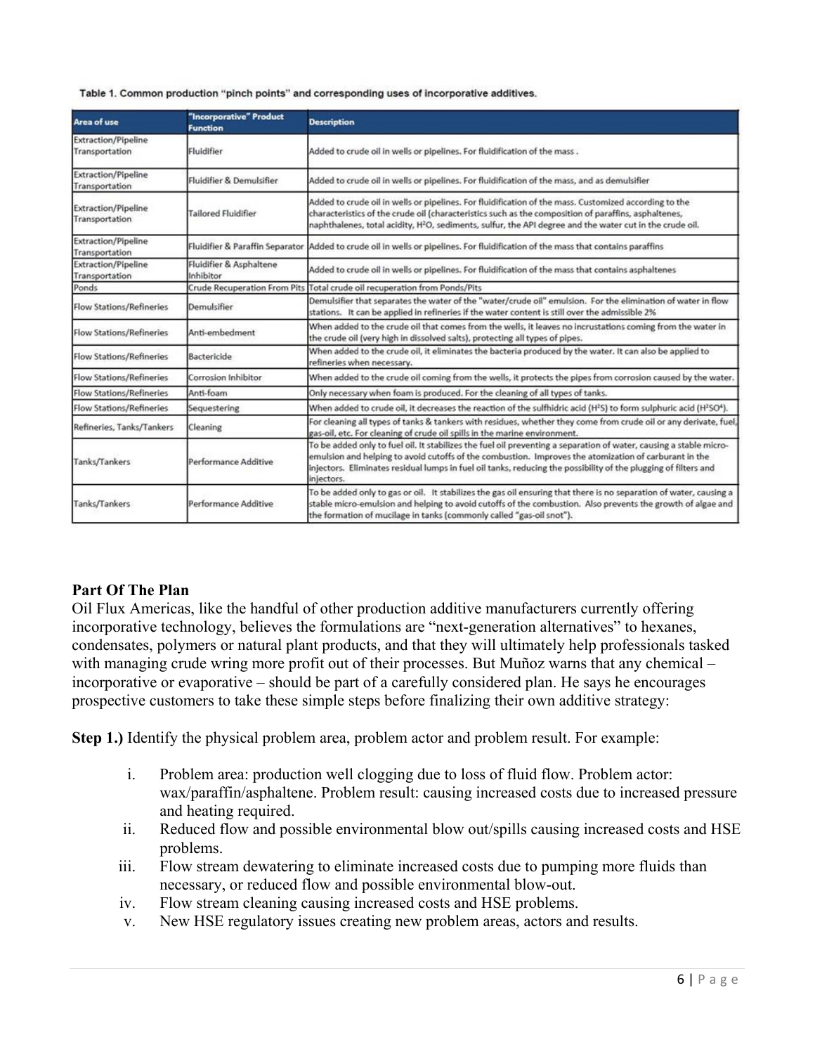Table 1. Common production "pinch points" and corresponding uses of incorporative additives.

| Area of use | "Incorporative" Product Function | Description |
| --- | --- | --- |
| Extraction/Pipeline Transportation | Fluidifier | Added to crude oil in wells or pipelines. For fluidification of the mass . |
| Extraction/Pipeline Transportation | Fluidifier & Demulsifier | Added to crude oil in wells or pipelines. For fluidification of the mass, and as demulsifier |
| Extraction/Pipeline Transportation | Tailored Fluidifier | Added to crude oil in wells or pipelines. For fluidification of the mass. Customized according to the characteristics of the crude oil (characteristics such as the composition of paraffins, asphaltenes, naphthalenes, total acidity, $H^2O$, sediments, sulfur, the API degree and the water cut in the crude oil. |
| Extraction/Pipeline Transportation | Fluidifier & Paraffin Separator | Added to crude oil in wells or pipelines. For fluidification of the mass that contains paraffins |
| Extraction/Pipeline Transportation | Fluidifier & Asphaltene Inhibitor | Added to crude oil in wells or pipelines. For fluidification of the mass that contains asphaltenes |
| Ponds | Crude Recuperation From Pits | Total crude oil recuperation from Ponds/Pits |
| Flow Stations/Refineries | Demulsifier | Demulsifier that separates the water of the "water/crude oil" emulsion. For the elimination of water in flow stations. It can be applied in refineries if the water content is still over the admissible 2% |
| Flow Stations/Refineries | Anti-embedment | When added to the crude oil that comes from the wells, it leaves no incrustations coming from the water in the crude oil (very high in dissolved salts), protecting all types of pipes. |
| Flow Stations/Refineries | Bactericide | When added to the crude oil, it eliminates the bacteria produced by the water. It can also be applied to refineries when necessary. |
| Flow Stations/Refineries | Corrosion Inhibitor | When added to the crude oil coming from the wells, it protects the pipes from corrosion caused by the water. |
| Flow Stations/Refineries | Anti-foam | Only necessary when foam is produced. For the cleaning of all types of tanks. |
| Flow Stations/Refineries | Sequestering | When added to crude oil, it decreases the reaction of the sulfhidric acid ($H^2S$) to form sulphuric acid ($H^2SO^4$). |
| Refineries, Tanks/Tankers | Cleaning | For cleaning all types of tanks & tankers with residues, whether they come from crude oil or any derivate, fuel, gas-oil, etc. For cleaning of crude oil spills in the marine environment. |
| Tanks/Tankers | Performance Additive | To be added only to fuel oil. It stabilizes the fuel oil preventing a separation of water, causing a stable micro-emulsion and helping to avoid cutoffs of the combustion. Improves the atomization of carburant in the injectors. Eliminates residual lumps in fuel oil tanks, reducing the possibility of the plugging of filters and injectors. |
| Tanks/Tankers | Performance Additive | To be added only to gas or oil. It stabilizes the gas oil ensuring that there is no separation of water, causing a stable micro-emulsion and helping to avoid cutoffs of the combustion. Also prevents the growth of algae and the formation of mucilage in tanks (commonly called "gas-oil snot"). |

**Part Of The Plan**

Oil Flux Americas, like the handful of other production additive manufacturers currently offering incorporative technology, believes the formulations are "next-generation alternatives" to hexanes, condensates, polymers or natural plant products, and that they will ultimately help professionals tasked with managing crude wring more profit out of their processes. But Muñoz warns that any chemical – incorporative or evaporative – should be part of a carefully considered plan. He says he encourages prospective customers to take these simple steps before finalizing their own additive strategy:

**Step 1.)** Identify the physical problem area, problem actor and problem result. For example:

i. Problem area: production well clogging due to loss of fluid flow. Problem actor: wax/paraffin/asphaltene. Problem result: causing increased costs due to increased pressure and heating required.
ii. Reduced flow and possible environmental blow out/spills causing increased costs and HSE problems.
iii. Flow stream dewatering to eliminate increased costs due to pumping more fluids than necessary, or reduced flow and possible environmental blow-out.
iv. Flow stream cleaning causing increased costs and HSE problems.
v. New HSE regulatory issues creating new problem areas, actors and results.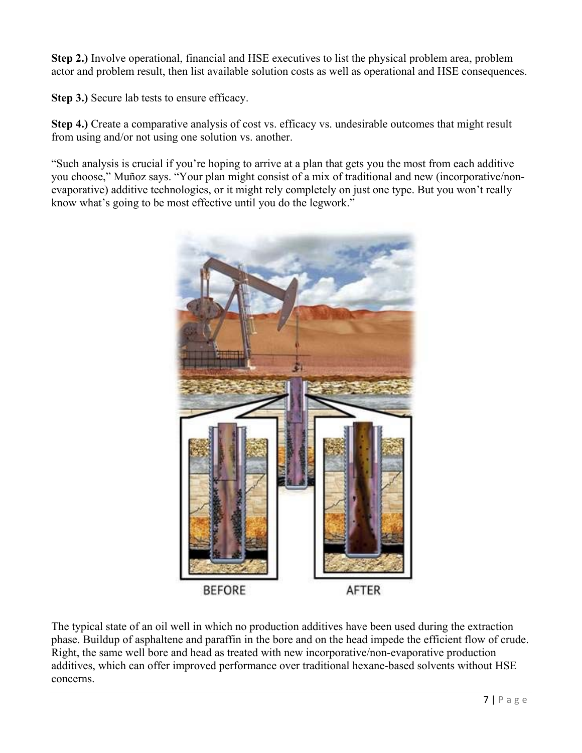**Step 2.)** Involve operational, financial and HSE executives to list the physical problem area, problem actor and problem result, then list available solution costs as well as operational and HSE consequences.

**Step 3.)** Secure lab tests to ensure efficacy.

**Step 4.)** Create a comparative analysis of cost vs. efficacy vs. undesirable outcomes that might result from using and/or not using one solution vs. another.

"Such analysis is crucial if you're hoping to arrive at a plan that gets you the most from each additive you choose," Muñoz says. "Your plan might consist of a mix of traditional and new (incorporative/non-evaporative) additive technologies, or it might rely completely on just one type. But you won't really know what's going to be most effective until you do the legwork."

BEFORE AFTER

The typical state of an oil well in which no production additives have been used during the extraction phase. Buildup of asphaltene and paraffin in the bore and on the head impede the efficient flow of crude. Right, the same well bore and head as treated with new incorporative/non-evaporative production additives, which can offer improved performance over traditional hexane-based solvents without HSE concerns.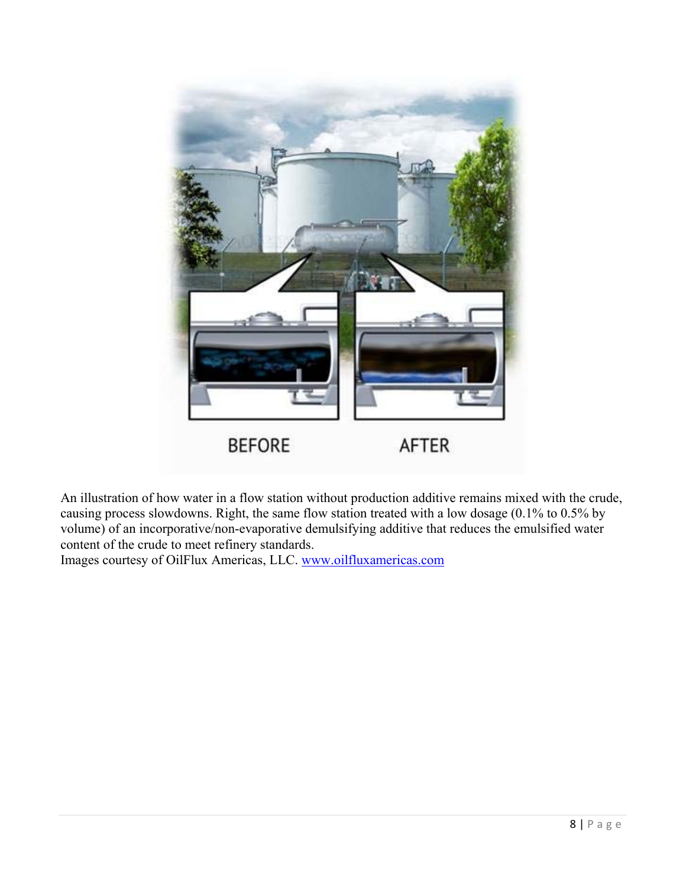BEFORE

AFTER

An illustration of how water in a flow station without production additive remains mixed with the crude, causing process slowdowns. Right, the same flow station treated with a low dosage (0.1% to 0.5% by volume) of an incorporative/non-evaporative demulsifying additive that reduces the emulsified water content of the crude to meet refinery standards.
Images courtesy of OilFlux Americas, LLC. [www.oilfluxamericas.com](http://www.oilfluxamericas.com)